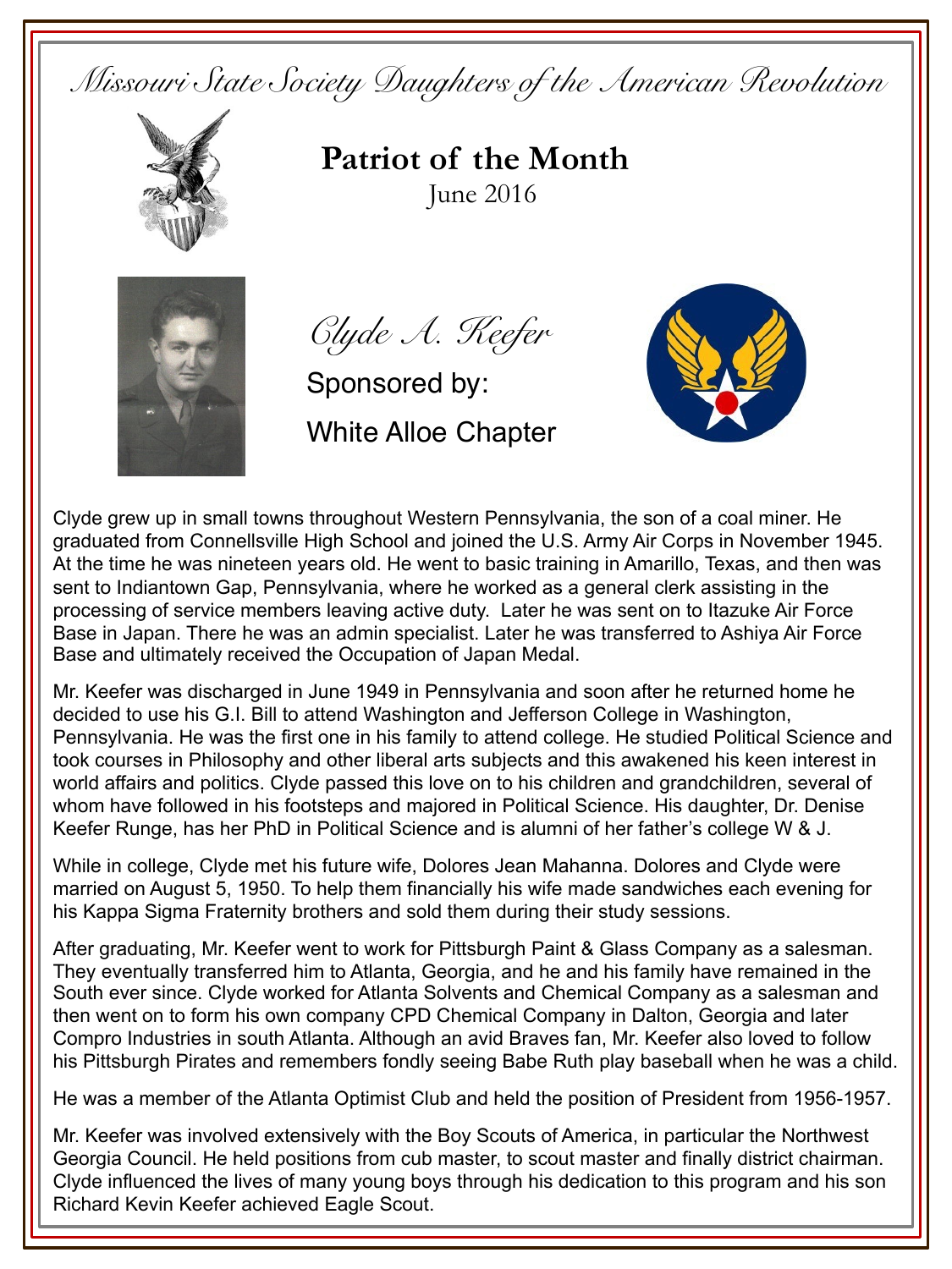*Missouri State Society Daughters of the American Revolution*

# Patriot of the Month

June 2016

## *Clyde A. Keefer*

Sponsored by:

White Alloe Chapter

Clyde grew up in small towns throughout Western Pennsylvania, the son of a coal miner. He graduated from Connellsville High School and joined the U.S. Army Air Corps in November 1945. At the time he was nineteen years old. He went to basic training in Amarillo, Texas, and then was sent to Indiantown Gap, Pennsylvania, where he worked as a general clerk assisting in the processing of service members leaving active duty. Later he was sent on to Itazuke Air Force Base in Japan. There he was an admin specialist. Later he was transferred to Ashiya Air Force Base and ultimately received the Occupation of Japan Medal.

Mr. Keefer was discharged in June 1949 in Pennsylvania and soon after he returned home he decided to use his G.I. Bill to attend Washington and Jefferson College in Washington, Pennsylvania. He was the first one in his family to attend college. He studied Political Science and took courses in Philosophy and other liberal arts subjects and this awakened his keen interest in world affairs and politics. Clyde passed this love on to his children and grandchildren, several of whom have followed in his footsteps and majored in Political Science. His daughter, Dr. Denise Keefer Runge, has her PhD in Political Science and is alumni of her father's college W & J.

While in college, Clyde met his future wife, Dolores Jean Mahanna. Dolores and Clyde were married on August 5, 1950. To help them financially his wife made sandwiches each evening for his Kappa Sigma Fraternity brothers and sold them during their study sessions.

After graduating, Mr. Keefer went to work for Pittsburgh Paint & Glass Company as a salesman. They eventually transferred him to Atlanta, Georgia, and he and his family have remained in the South ever since. Clyde worked for Atlanta Solvents and Chemical Company as a salesman and then went on to form his own company CPD Chemical Company in Dalton, Georgia and later Compro Industries in south Atlanta. Although an avid Braves fan, Mr. Keefer also loved to follow his Pittsburgh Pirates and remembers fondly seeing Babe Ruth play baseball when he was a child.

He was a member of the Atlanta Optimist Club and held the position of President from 1956-1957.

Mr. Keefer was involved extensively with the Boy Scouts of America, in particular the Northwest Georgia Council. He held positions from cub master, to scout master and finally district chairman. Clyde influenced the lives of many young boys through his dedication to this program and his son Richard Kevin Keefer achieved Eagle Scout.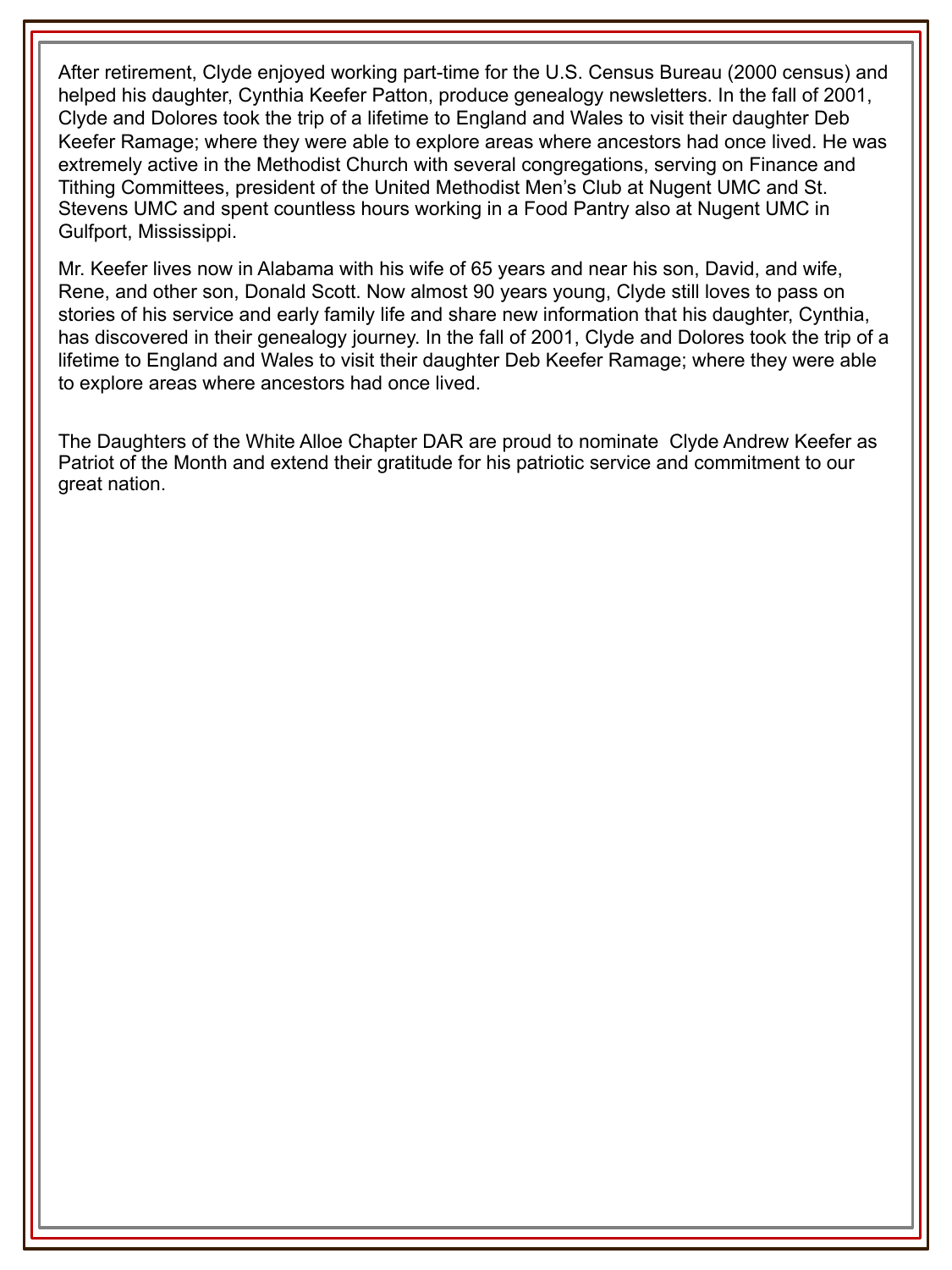After retirement, Clyde enjoyed working part-time for the U.S. Census Bureau (2000 census) and helped his daughter, Cynthia Keefer Patton, produce genealogy newsletters. In the fall of 2001, Clyde and Dolores took the trip of a lifetime to England and Wales to visit their daughter Deb Keefer Ramage; where they were able to explore areas where ancestors had once lived. He was extremely active in the Methodist Church with several congregations, serving on Finance and Tithing Committees, president of the United Methodist Men's Club at Nugent UMC and St. Stevens UMC and spent countless hours working in a Food Pantry also at Nugent UMC in Gulfport, Mississippi.

Mr. Keefer lives now in Alabama with his wife of 65 years and near his son, David, and wife, Rene, and other son, Donald Scott. Now almost 90 years young, Clyde still loves to pass on stories of his service and early family life and share new information that his daughter, Cynthia, has discovered in their genealogy journey. In the fall of 2001, Clyde and Dolores took the trip of a lifetime to England and Wales to visit their daughter Deb Keefer Ramage; where they were able to explore areas where ancestors had once lived.

The Daughters of the White Alloe Chapter DAR are proud to nominate Clyde Andrew Keefer as Patriot of the Month and extend their gratitude for his patriotic service and commitment to our great nation.